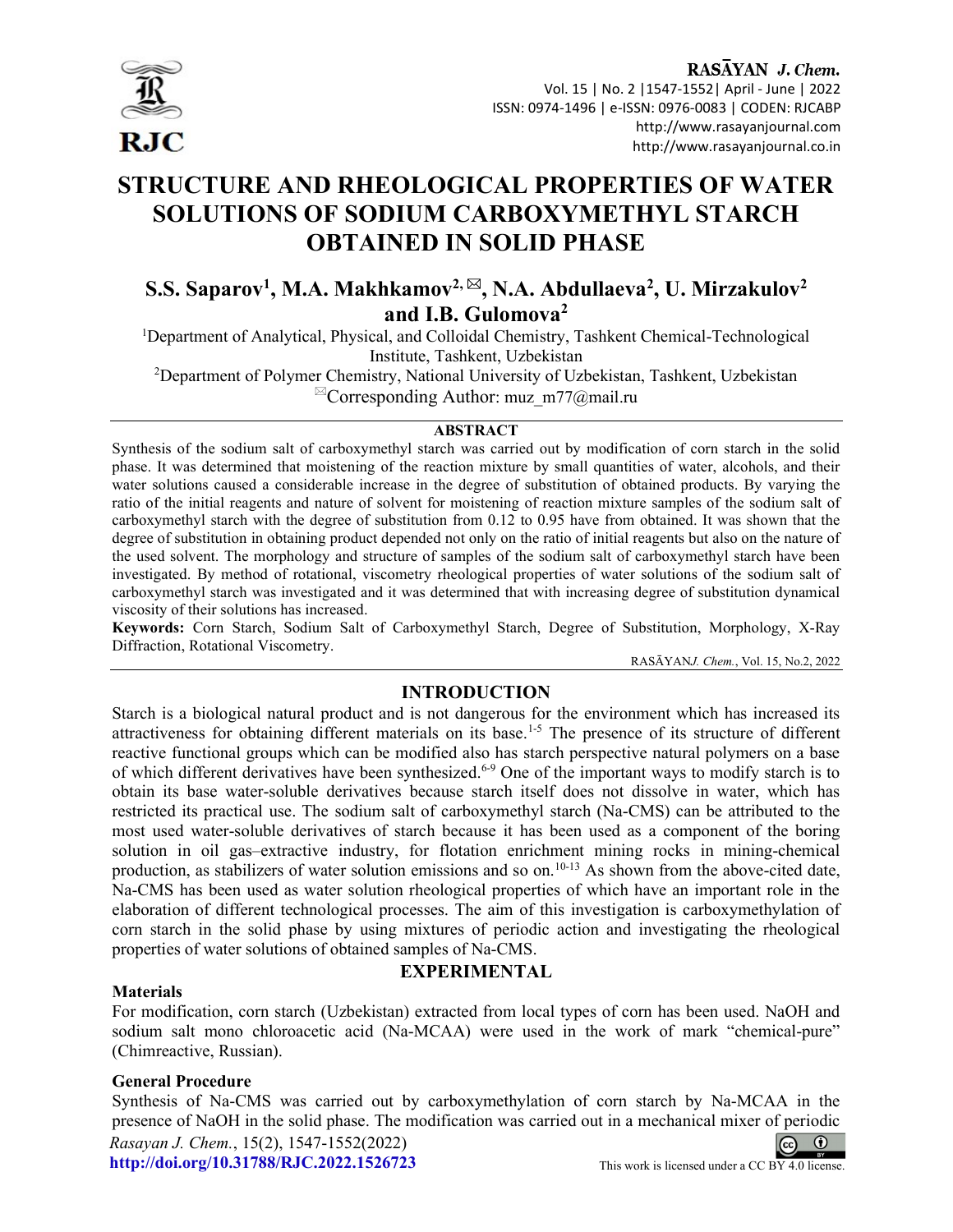# STRUCTURE AND RHEOLOGICAL PROPERTIES OF WATER SOLUTIONS OF SODIUM CARBOXYMETHYL STARCH OBTAINED IN SOLID PHASE

## S.S. Saparov[1], M.A. Makhkamov[2,✉], N.A. Abdullaeva[2], U. Mirzakulov[2] and I.B. Gulomova[2]

[1]Department of Analytical, Physical, and Colloidal Chemistry, Tashkent Chemical-Technological Institute, Tashkent, Uzbekistan

[2]Department of Polymer Chemistry, National University of Uzbekistan, Tashkent, Uzbekistan

✉Corresponding Author: muz_m77@mail.ru

### ABSTRACT

Synthesis of the sodium salt of carboxymethyl starch was carried out by modification of corn starch in the solid phase. It was determined that moistening of the reaction mixture by small quantities of water, alcohols, and their water solutions caused a considerable increase in the degree of substitution of obtained products. By varying the ratio of the initial reagents and nature of solvent for moistening of reaction mixture samples of the sodium salt of carboxymethyl starch with the degree of substitution from 0.12 to 0.95 have from obtained. It was shown that the degree of substitution in obtaining product depended not only on the ratio of initial reagents but also on the nature of the used solvent. The morphology and structure of samples of the sodium salt of carboxymethyl starch have been investigated. By method of rotational, viscometry rheological properties of water solutions of the sodium salt of carboxymethyl starch was investigated and it was determined that with increasing degree of substitution dynamical viscosity of their solutions has increased.

**Keywords:** Corn Starch, Sodium Salt of Carboxymethyl Starch, Degree of Substitution, Morphology, X-Ray Diffraction, Rotational Viscometry.

RASĀYAN*J. Chem.*, Vol. 15, No.2, 2022

## INTRODUCTION

Starch is a biological natural product and is not dangerous for the environment which has increased its attractiveness for obtaining different materials on its base.[1-5] The presence of its structure of different reactive functional groups which can be modified also has starch perspective natural polymers on a base of which different derivatives have been synthesized.[6-9] One of the important ways to modify starch is to obtain its base water-soluble derivatives because starch itself does not dissolve in water, which has restricted its practical use. The sodium salt of carboxymethyl starch (Na-CMS) can be attributed to the most used water-soluble derivatives of starch because it has been used as a component of the boring solution in oil gas–extractive industry, for flotation enrichment mining rocks in mining-chemical production, as stabilizers of water solution emissions and so on.[10-13] As shown from the above-cited date, Na-CMS has been used as water solution rheological properties of which have an important role in the elaboration of different technological processes. The aim of this investigation is carboxymethylation of corn starch in the solid phase by using mixtures of periodic action and investigating the rheological properties of water solutions of obtained samples of Na-CMS.

## EXPERIMENTAL

### Materials

For modification, corn starch (Uzbekistan) extracted from local types of corn has been used. NaOH and sodium salt mono chloroacetic acid (Na-MCAA) were used in the work of mark “chemical-pure” (Chimreactive, Russian).

### General Procedure

Synthesis of Na-CMS was carried out by carboxymethylation of corn starch by Na-MCAA in the presence of NaOH in the solid phase. The modification was carried out in a mechanical mixer of periodic

*Rasayan J. Chem.*, 15(2), 1547-1552(2022)

http://doi.org/10.31788/RJC.2022.1526723

This work is licensed under a CC BY 4.0 license.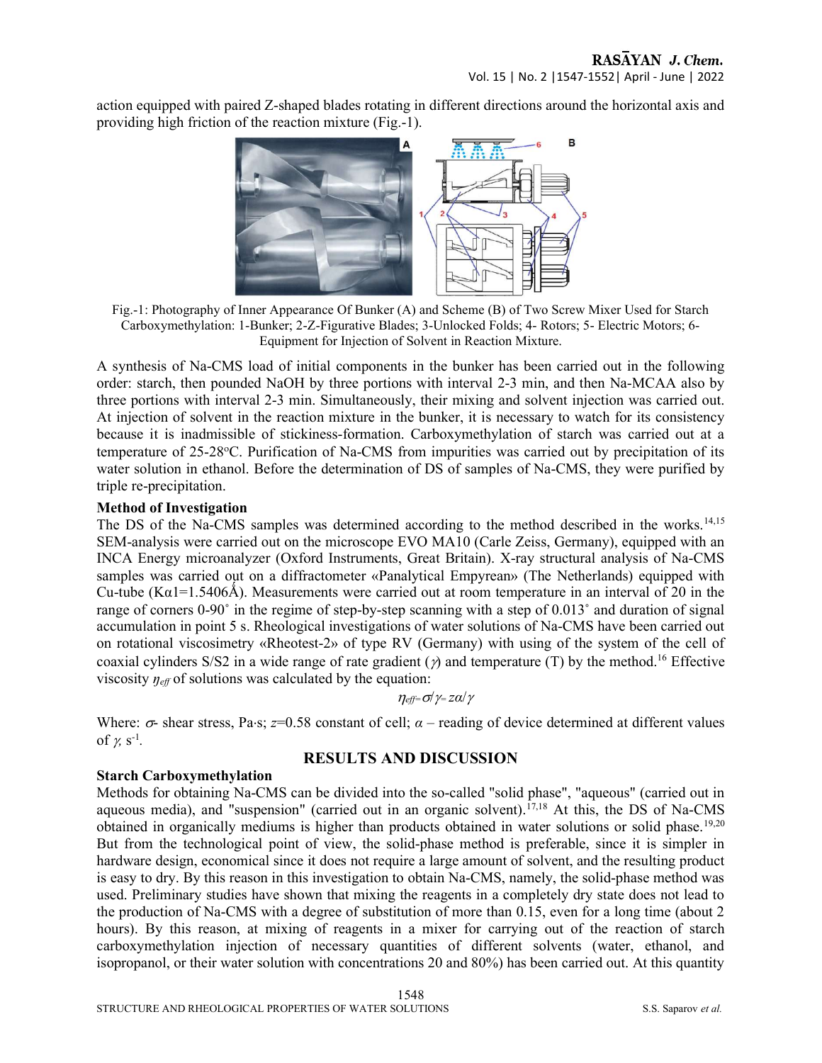action equipped with paired Z-shaped blades rotating in different directions around the horizontal axis and providing high friction of the reaction mixture (Fig.-1).

Fig.-1: Photography of Inner Appearance Of Bunker (A) and Scheme (B) of Two Screw Mixer Used for Starch Carboxymethylation: 1-Bunker; 2-Z-Figurative Blades; 3-Unlocked Folds; 4- Rotors; 5- Electric Motors; 6- Equipment for Injection of Solvent in Reaction Mixture.

A synthesis of Na-CMS load of initial components in the bunker has been carried out in the following order: starch, then pounded NaOH by three portions with interval 2-3 min, and then Na-MCAA also by three portions with interval 2-3 min. Simultaneously, their mixing and solvent injection was carried out. At injection of solvent in the reaction mixture in the bunker, it is necessary to watch for its consistency because it is inadmissible of stickiness-formation. Carboxymethylation of starch was carried out at a temperature of 25-28°C. Purification of Na-CMS from impurities was carried out by precipitation of its water solution in ethanol. Before the determination of DS of samples of Na-CMS, they were purified by triple re-precipitation.

**Method of Investigation**

The DS of the Na-CMS samples was determined according to the method described in the works.[14,15] SEM-analysis were carried out on the microscope EVO MA10 (Carle Zeiss, Germany), equipped with an INCA Energy microanalyzer (Oxford Instruments, Great Britain). X-ray structural analysis of Na-CMS samples was carried out on a diffractometer «Panalytical Empyrean» (The Netherlands) equipped with Cu-tube ($K\alpha1$=1.5406Å). Measurements were carried out at room temperature in an interval of 2θ in the range of corners 0-90˚ in the regime of step-by-step scanning with a step of 0.013˚ and duration of signal accumulation in point 5 s. Rheological investigations of water solutions of Na-CMS have been carried out on rotational viscosimetry «Rheotest-2» of type RV (Germany) with using of the system of the cell of coaxial cylinders S/S2 in a wide range of rate gradient ($\gamma$) and temperature (T) by the method.[16] Effective viscosity $\eta_{eff}$ of solutions was calculated by the equation:

$$\eta_{eff}=\sigma/\gamma= z\alpha/\gamma$$

Where: $\sigma$- shear stress, Pa·s; $z$=0.58 constant of cell; $\alpha$ – reading of device determined at different values of $\gamma$, $s^{-1}$.

## RESULTS AND DISCUSSION

**Starch Carboxymethylation**

Methods for obtaining Na-CMS can be divided into the so-called "solid phase", "aqueous" (carried out in aqueous media), and "suspension" (carried out in an organic solvent).[17,18] At this, the DS of Na-CMS obtained in organically mediums is higher than products obtained in water solutions or solid phase.[19,20] But from the technological point of view, the solid-phase method is preferable, since it is simpler in hardware design, economical since it does not require a large amount of solvent, and the resulting product is easy to dry. By this reason in this investigation to obtain Na-CMS, namely, the solid-phase method was used. Preliminary studies have shown that mixing the reagents in a completely dry state does not lead to the production of Na-CMS with a degree of substitution of more than 0.15, even for a long time (about 2 hours). By this reason, at mixing of reagents in a mixer for carrying out of the reaction of starch carboxymethylation injection of necessary quantities of different solvents (water, ethanol, and isopropanol, or their water solution with concentrations 20 and 80%) has been carried out. At this quantity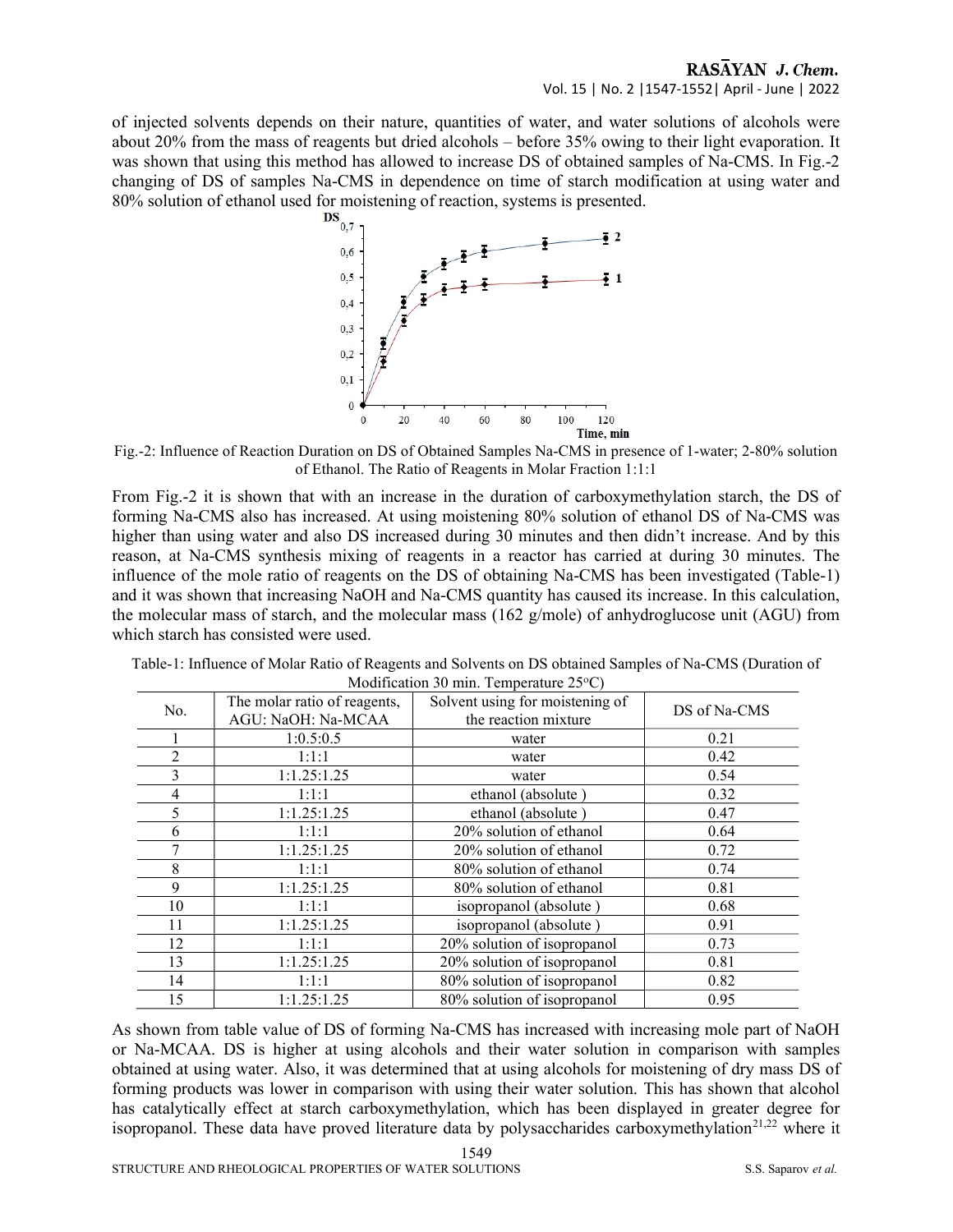of injected solvents depends on their nature, quantities of water, and water solutions of alcohols were about 20% from the mass of reagents but dried alcohols – before 35% owing to their light evaporation. It was shown that using this method has allowed to increase DS of obtained samples of Na-CMS. In Fig.-2 changing of DS of samples Na-CMS in dependence on time of starch modification at using water and 80% solution of ethanol used for moistening of reaction, systems is presented.

Fig.-2: Influence of Reaction Duration on DS of Obtained Samples Na-CMS in presence of 1-water; 2-80% solution of Ethanol. The Ratio of Reagents in Molar Fraction 1:1:1

From Fig.-2 it is shown that with an increase in the duration of carboxymethylation starch, the DS of forming Na-CMS also has increased. At using moistening 80% solution of ethanol DS of Na-CMS was higher than using water and also DS increased during 30 minutes and then didn't increase. And by this reason, at Na-CMS synthesis mixing of reagents in a reactor has carried at during 30 minutes. The influence of the mole ratio of reagents on the DS of obtaining Na-CMS has been investigated (Table-1) and it was shown that increasing NaOH and Na-CMS quantity has caused its increase. In this calculation, the molecular mass of starch, and the molecular mass (162 g/mole) of anhydroglucose unit (AGU) from which starch has consisted were used.

Table-1: Influence of Molar Ratio of Reagents and Solvents on DS obtained Samples of Na-CMS (Duration of Modification 30 min. Temperature 25°C)

| No. | The molar ratio of reagents, AGU: NaOH: Na-MCAA | Solvent using for moistening of the reaction mixture | DS of Na-CMS |
|---|---|---|---|
| 1 | 1:0.5:0.5 | water | 0.21 |
| 2 | 1:1:1 | water | 0.42 |
| 3 | 1:1.25:1.25 | water | 0.54 |
| 4 | 1:1:1 | ethanol (absolute ) | 0.32 |
| 5 | 1:1.25:1.25 | ethanol (absolute ) | 0.47 |
| 6 | 1:1:1 | 20% solution of ethanol | 0.64 |
| 7 | 1:1.25:1.25 | 20% solution of ethanol | 0.72 |
| 8 | 1:1:1 | 80% solution of ethanol | 0.74 |
| 9 | 1:1.25:1.25 | 80% solution of ethanol | 0.81 |
| 10 | 1:1:1 | isopropanol (absolute ) | 0.68 |
| 11 | 1:1.25:1.25 | isopropanol (absolute ) | 0.91 |
| 12 | 1:1:1 | 20% solution of isopropanol | 0.73 |
| 13 | 1:1.25:1.25 | 20% solution of isopropanol | 0.81 |
| 14 | 1:1:1 | 80% solution of isopropanol | 0.82 |
| 15 | 1:1.25:1.25 | 80% solution of isopropanol | 0.95 |

As shown from table value of DS of forming Na-CMS has increased with increasing mole part of NaOH or Na-MCAA. DS is higher at using alcohols and their water solution in comparison with samples obtained at using water. Also, it was determined that at using alcohols for moistening of dry mass DS of forming products was lower in comparison with using their water solution. This has shown that alcohol has catalytically effect at starch carboxymethylation, which has been displayed in greater degree for isopropanol. These data have proved literature data by polysaccharides carboxymethylation[21,22] where it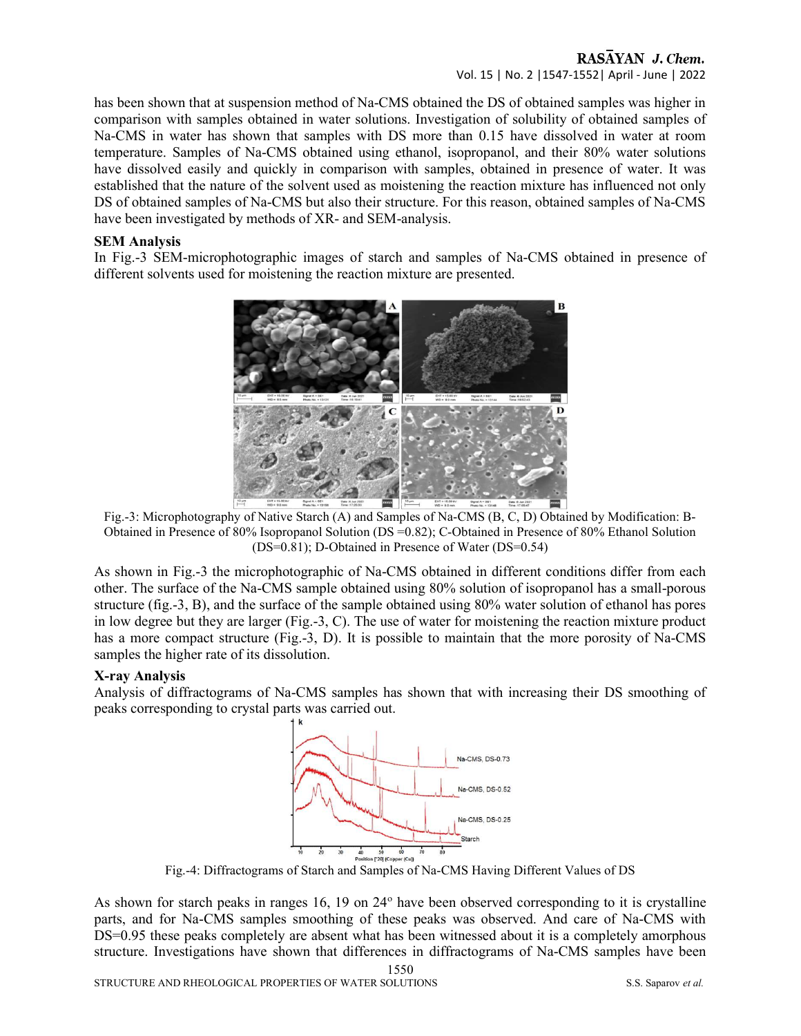has been shown that at suspension method of Na-CMS obtained the DS of obtained samples was higher in comparison with samples obtained in water solutions. Investigation of solubility of obtained samples of Na-CMS in water has shown that samples with DS more than 0.15 have dissolved in water at room temperature. Samples of Na-CMS obtained using ethanol, isopropanol, and their 80% water solutions have dissolved easily and quickly in comparison with samples, obtained in presence of water. It was established that the nature of the solvent used as moistening the reaction mixture has influenced not only DS of obtained samples of Na-CMS but also their structure. For this reason, obtained samples of Na-CMS have been investigated by methods of XR- and SEM-analysis.

**SEM Analysis**

In Fig.-3 SEM-microphotographic images of starch and samples of Na-CMS obtained in presence of different solvents used for moistening the reaction mixture are presented.

Fig.-3: Microphotography of Native Starch (A) and Samples of Na-CMS (B, C, D) Obtained by Modification: B-Obtained in Presence of 80% Isopropanol Solution (DS =0.82); C-Obtained in Presence of 80% Ethanol Solution (DS=0.81); D-Obtained in Presence of Water (DS=0.54)

As shown in Fig.-3 the microphotographic of Na-CMS obtained in different conditions differ from each other. The surface of the Na-CMS sample obtained using 80% solution of isopropanol has a small-porous structure (fig.-3, B), and the surface of the sample obtained using 80% water solution of ethanol has pores in low degree but they are larger (Fig.-3, C). The use of water for moistening the reaction mixture product has a more compact structure (Fig.-3, D). It is possible to maintain that the more porosity of Na-CMS samples the higher rate of its dissolution.

**X-ray Analysis**

Analysis of diffractograms of Na-CMS samples has shown that with increasing their DS smoothing of peaks corresponding to crystal parts was carried out.

Fig.-4: Diffractograms of Starch and Samples of Na-CMS Having Different Values of DS

As shown for starch peaks in ranges 16, 19 on 24° have been observed corresponding to it is crystalline parts, and for Na-CMS samples smoothing of these peaks was observed. And care of Na-CMS with DS=0.95 these peaks completely are absent what has been witnessed about it is a completely amorphous structure. Investigations have shown that differences in diffractograms of Na-CMS samples have been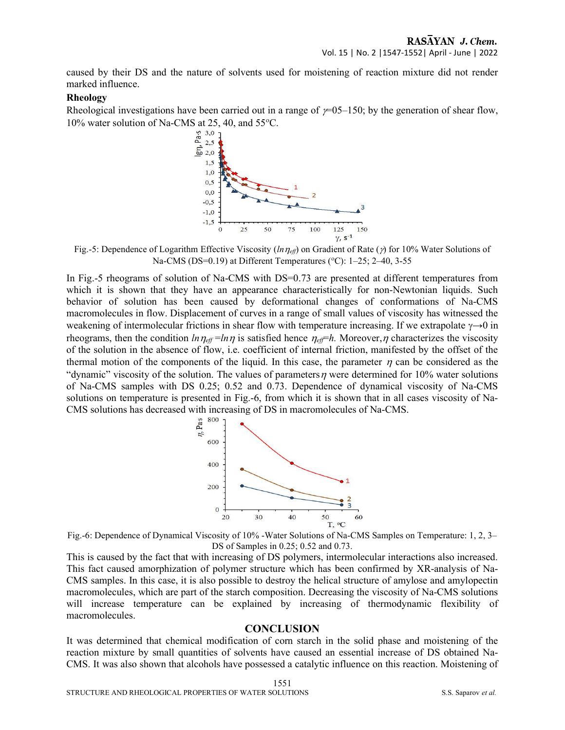caused by their DS and the nature of solvents used for moistening of reaction mixture did not render marked influence.

**Rheology**

Rheological investigations have been carried out in a range of $\gamma$=05–150; by the generation of shear flow, 10% water solution of Na-CMS at 25, 40, and 55°C.

Fig.-5: Dependence of Logarithm Effective Viscosity ($ln\,\eta_{eff}$) on Gradient of Rate ($\gamma$) for 10% Water Solutions of Na-CMS (DS=0.19) at Different Temperatures (°C): 1–25; 2–40, 3-55

In Fig.-5 rheograms of solution of Na-CMS with DS=0.73 are presented at different temperatures from which it is shown that they have an appearance characteristically for non-Newtonian liquids. Such behavior of solution has been caused by deformational changes of conformations of Na-CMS macromolecules in flow. Displacement of curves in a range of small values of viscosity has witnessed the weakening of intermolecular frictions in shear flow with temperature increasing. If we extrapolate $\gamma \rightarrow 0$ in rheograms, then the condition $ln\,\eta_{eff} = ln\,\eta$ is satisfied hence $\eta_{eff}$=$h$. Moreover, $\eta$ characterizes the viscosity of the solution in the absence of flow, i.e. coefficient of internal friction, manifested by the offset of the thermal motion of the components of the liquid. In this case, the parameter $\eta$ can be considered as the "dynamic" viscosity of the solution. The values of parameters $\eta$ were determined for 10% water solutions of Na-CMS samples with DS 0.25; 0.52 and 0.73. Dependence of dynamical viscosity of Na-CMS solutions on temperature is presented in Fig.-6, from which it is shown that in all cases viscosity of Na-CMS solutions has decreased with increasing of DS in macromolecules of Na-CMS.

Fig.-6: Dependence of Dynamical Viscosity of 10% -Water Solutions of Na-CMS Samples on Temperature: 1, 2, 3–DS of Samples in 0.25; 0.52 and 0.73.

This is caused by the fact that with increasing of DS polymers, intermolecular interactions also increased. This fact caused amorphization of polymer structure which has been confirmed by XR-analysis of Na-CMS samples. In this case, it is also possible to destroy the helical structure of amylose and amylopectin macromolecules, which are part of the starch composition. Decreasing the viscosity of Na-CMS solutions will increase temperature can be explained by increasing of thermodynamic flexibility of macromolecules.

## CONCLUSION

It was determined that chemical modification of corn starch in the solid phase and moistening of the reaction mixture by small quantities of solvents have caused an essential increase of DS obtained Na-CMS. It was also shown that alcohols have possessed a catalytic influence on this reaction. Moistening of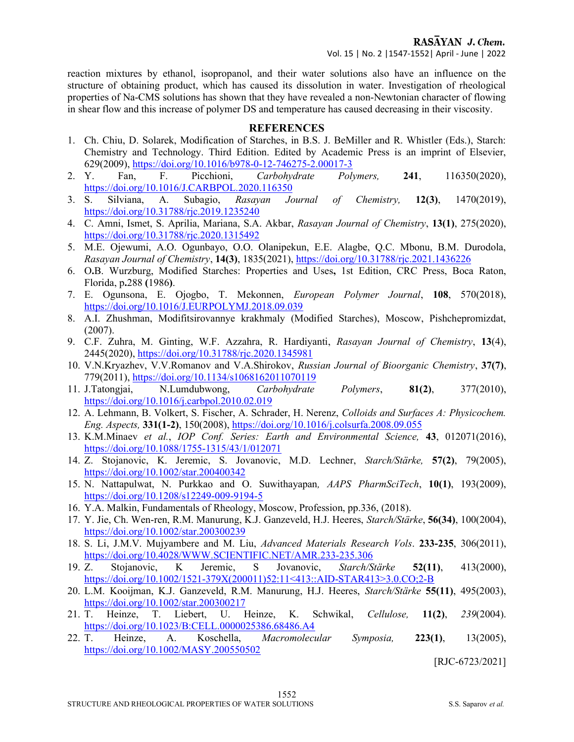reaction mixtures by ethanol, isopropanol, and their water solutions also have an influence on the structure of obtaining product, which has caused its dissolution in water. Investigation of rheological properties of Na-CMS solutions has shown that they have revealed a non-Newtonian character of flowing in shear flow and this increase of polymer DS and temperature has caused decreasing in their viscosity.

## REFERENCES

1. Ch. Chiu, D. Solarek, Modification of Starches, in B.S. J. BeMiller and R. Whistler (Eds.), Starch: Chemistry and Technology. Third Edition. Edited by Academic Press is an imprint of Elsevier, 629(2009), https://doi.org/10.1016/b978-0-12-746275-2.00017-3
2. Y. Fan, F. Picchioni, *Carbohydrate Polymers,* **241**, 116350(2020), https://doi.org/10.1016/J.CARBPOL.2020.116350
3. S. Silviana, A. Subagio, *Rasayan Journal of Chemistry,* **12(3)**, 1470(2019), https://doi.org/10.31788/rjc.2019.1235240
4. C. Amni, Ismet, S. Aprilia, Mariana, S.A. Akbar, *Rasayan Journal of Chemistry*, **13(1)**, 275(2020), https://doi.org/10.31788/rjc.2020.1315492
5. M.E. Ojewumi, A.O. Ogunbayo, O.O. Olanipekun, E.E. Alagbe, Q.C. Mbonu, B.M. Durodola, *Rasayan Journal of Chemistry*, **14(3)**, 1835(2021), https://doi.org/10.31788/rjc.2021.1436226
6. O**.**B. Wurzburg, Modified Starches: Properties and Uses**,** 1st Edition, CRC Press, Boca Raton, Florida, p**.**288 **(**1986**)**.
7. E. Ogunsona, E. Ojogbo, T. Mekonnen, *European Polymer Journal*, **108**, 570(2018), https://doi.org/10.1016/J.EURPOLYMJ.2018.09.039
8. A.I. Zhushman, Modifitsirovannye krakhmaly (Modified Starches), Moscow, Pishchepromizdat, (2007).
9. C.F. Zuhra, M. Ginting, W.F. Azzahra, R. Hardiyanti, *Rasayan Journal of Chemistry*, **13**(4), 2445(2020), https://doi.org/10.31788/rjc.2020.1345981
10. V.N.Kryazhev, V.V.Romanov and V.A.Shirokov, *Russian Journal of Bioorganic Chemistry*, **37(7)**, 779(2011), https://doi.org/10.1134/s1068162011070119
11. J.Tatongjai, N.Lumdubwong, *Carbohydrate Polymers*, **81(2)**, 377(2010), https://doi.org/10.1016/j.carbpol.2010.02.019
12. A. Lehmann, B. Volkert, S. Fischer, A. Schrader, H. Nerenz, *Colloids and Surfaces A: Physicochem. Eng. Aspects,* **331(1-2)**, 150(2008), https://doi.org/10.1016/j.colsurfa.2008.09.055
13. K.M.Minaev *et al.*, *IOP Conf. Series: Earth and Environmental Science,* **43**, 012071(2016), https://doi.org/10.1088/1755-1315/43/1/012071
14. Z. Stojanovic, K. Jeremic, S. Jovanovic, M.D. Lechner, *Starch/Stärke,* **57(2)**, 79(2005), https://doi.org/10.1002/star.200400342
15. N. Nattapulwat, N. Purkkao and O. Suwithayapan*, AAPS PharmSciTech*, **10(1)**, 193(2009), https://doi.org/10.1208/s12249-009-9194-5
16. Y.A. Malkin, Fundamentals of Rheology, Moscow, Profession, pp.336, (2018).
17. Y. Jie, Ch. Wen-ren, R.M. Manurung, K.J. Ganzeveld, H.J. Heeres, *Starch/Stärke*, **56(34)**, 100(2004), https://doi.org/10.1002/star.200300239
18. S. Li, J.M.V. Mujyambere and M. Liu, *Advanced Materials Research Vols*. **233-235**, 306(2011), https://doi.org/10.4028/WWW.SCIENTIFIC.NET/AMR.233-235.306
19. Z. Stojanovic, K Jeremic, S Jovanovic, *Starch/Stärke* **52(11)**, 413(2000), https://doi.org/10.1002/1521-379X(200011)52:11<413::AID-STAR413>3.0.CO;2-B
20. L.M. Kooijman, K.J. Ganzeveld, R.M. Manurung, H.J. Heeres, *Starch/Stärke* **55(11)**, 495(2003), https://doi.org/10.1002/star.200300217
21. T. Heinze, T. Liebert, U. Heinze, K. Schwikal, *Cellulose,* **11(2)**, *239*(2004). https://doi.org/10.1023/B:CELL.0000025386.68486.A4
22. T. Heinze, A. Koschella, *Macromolecular Symposia,* **223(1)**, 13(2005), https://doi.org/10.1002/MASY.200550502

[RJC-6723/2021]